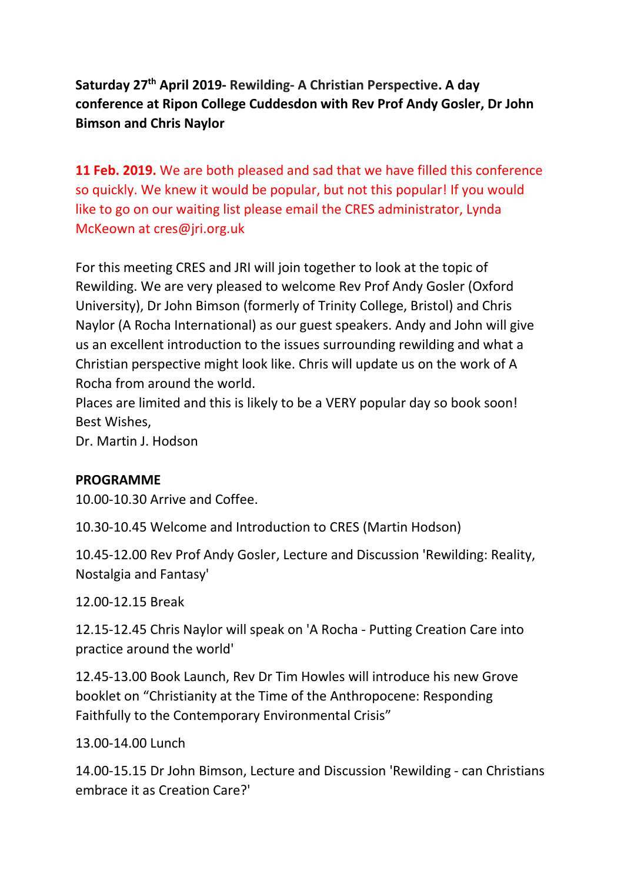**Saturday 27th April 2019- Rewilding- A Christian Perspective. A day conference at Ripon College Cuddesdon with Rev Prof Andy Gosler, Dr John Bimson and Chris Naylor**

**11 Feb. 2019.** We are both pleased and sad that we have filled this conference so quickly. We knew it would be popular, but not this popular! If you would like to go on our waiting list please email the CRES administrator, Lynda McKeown at cres@jri.org.uk

For this meeting CRES and JRI will join together to look at the topic of Rewilding. We are very pleased to welcome Rev Prof Andy Gosler (Oxford University), Dr John Bimson (formerly of Trinity College, Bristol) and Chris Naylor (A Rocha International) as our guest speakers. Andy and John will give us an excellent introduction to the issues surrounding rewilding and what a Christian perspective might look like. Chris will update us on the work of A Rocha from around the world.
Places are limited and this is likely to be a VERY popular day so book soon!
Best Wishes,
Dr. Martin J. Hodson

**PROGRAMME**

10.00-10.30 Arrive and Coffee.

10.30-10.45 Welcome and Introduction to CRES (Martin Hodson)

10.45-12.00 Rev Prof Andy Gosler, Lecture and Discussion 'Rewilding: Reality, Nostalgia and Fantasy'

12.00-12.15 Break

12.15-12.45 Chris Naylor will speak on 'A Rocha - Putting Creation Care into practice around the world'

12.45-13.00 Book Launch, Rev Dr Tim Howles will introduce his new Grove booklet on "Christianity at the Time of the Anthropocene: Responding Faithfully to the Contemporary Environmental Crisis"

13.00-14.00 Lunch

14.00-15.15 Dr John Bimson, Lecture and Discussion 'Rewilding - can Christians embrace it as Creation Care?'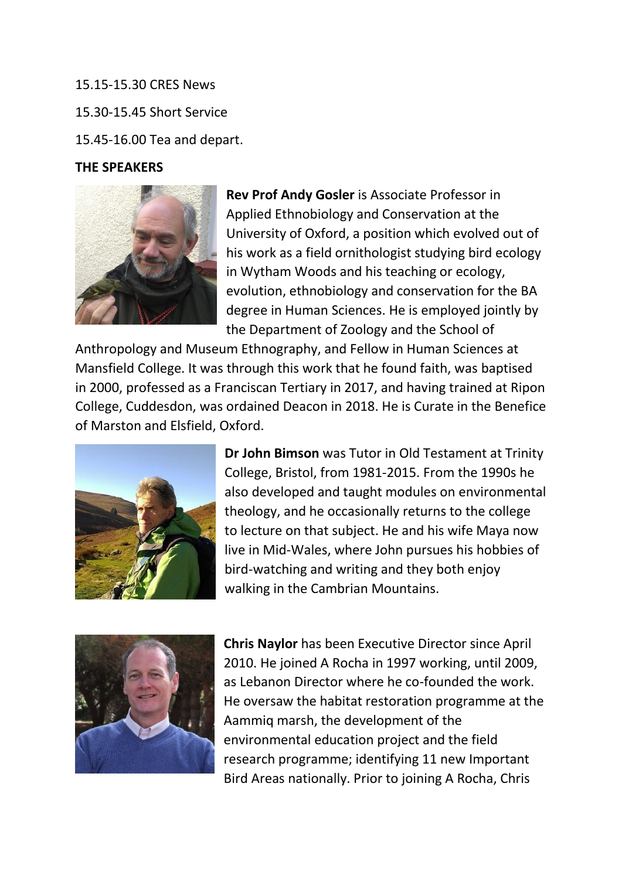15.15-15.30 CRES News

15.30-15.45 Short Service

15.45-16.00 Tea and depart.

**THE SPEAKERS**

**Rev Prof Andy Gosler** is Associate Professor in Applied Ethnobiology and Conservation at the University of Oxford, a position which evolved out of his work as a field ornithologist studying bird ecology in Wytham Woods and his teaching or ecology, evolution, ethnobiology and conservation for the BA degree in Human Sciences. He is employed jointly by the Department of Zoology and the School of Anthropology and Museum Ethnography, and Fellow in Human Sciences at Mansfield College. It was through this work that he found faith, was baptised in 2000, professed as a Franciscan Tertiary in 2017, and having trained at Ripon College, Cuddesdon, was ordained Deacon in 2018. He is Curate in the Benefice of Marston and Elsfield, Oxford.

**Dr John Bimson** was Tutor in Old Testament at Trinity College, Bristol, from 1981-2015. From the 1990s he also developed and taught modules on environmental theology, and he occasionally returns to the college to lecture on that subject. He and his wife Maya now live in Mid-Wales, where John pursues his hobbies of bird-watching and writing and they both enjoy walking in the Cambrian Mountains.

**Chris Naylor** has been Executive Director since April 2010. He joined A Rocha in 1997 working, until 2009, as Lebanon Director where he co-founded the work. He oversaw the habitat restoration programme at the Aammiq marsh, the development of the environmental education project and the field research programme; identifying 11 new Important Bird Areas nationally. Prior to joining A Rocha, Chris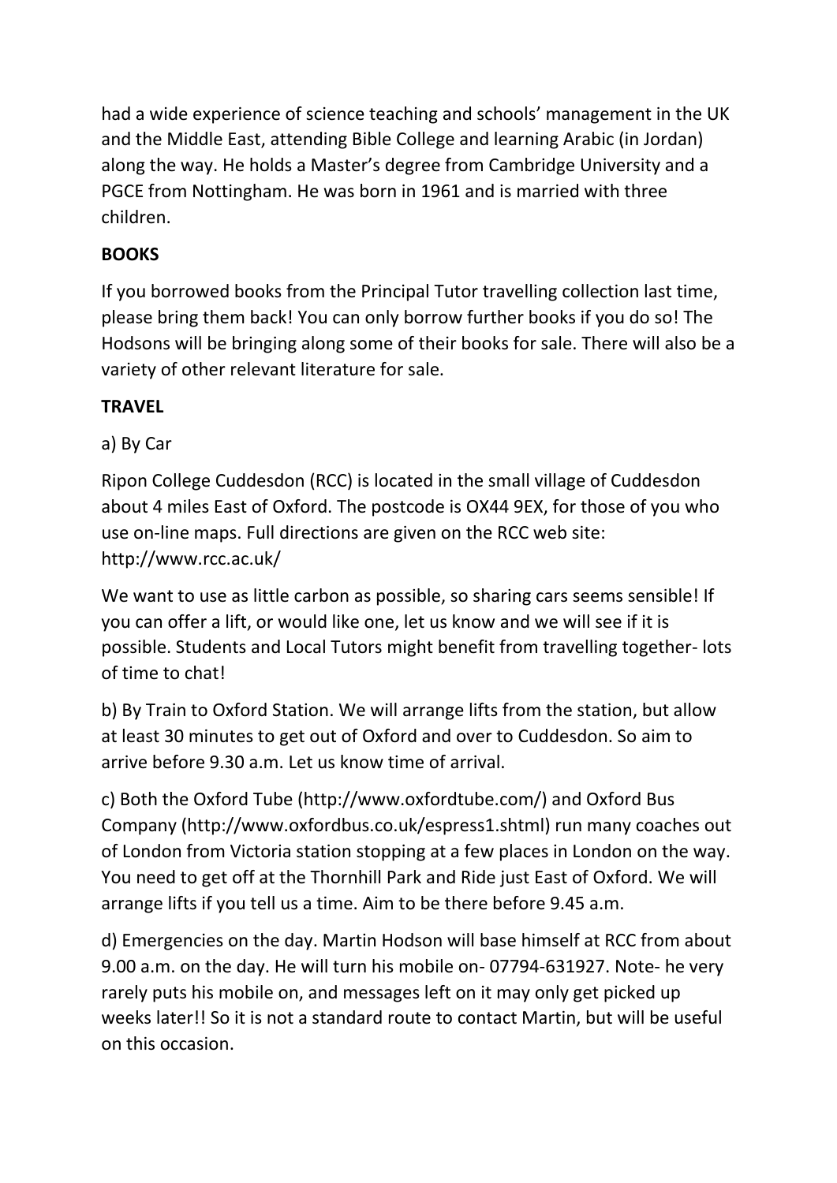had a wide experience of science teaching and schools' management in the UK and the Middle East, attending Bible College and learning Arabic (in Jordan) along the way. He holds a Master's degree from Cambridge University and a PGCE from Nottingham. He was born in 1961 and is married with three children.

**BOOKS**

If you borrowed books from the Principal Tutor travelling collection last time, please bring them back! You can only borrow further books if you do so! The Hodsons will be bringing along some of their books for sale. There will also be a variety of other relevant literature for sale.

**TRAVEL**

a) By Car

Ripon College Cuddesdon (RCC) is located in the small village of Cuddesdon about 4 miles East of Oxford. The postcode is OX44 9EX, for those of you who use on-line maps. Full directions are given on the RCC web site: http://www.rcc.ac.uk/

We want to use as little carbon as possible, so sharing cars seems sensible! If you can offer a lift, or would like one, let us know and we will see if it is possible. Students and Local Tutors might benefit from travelling together- lots of time to chat!

b) By Train to Oxford Station. We will arrange lifts from the station, but allow at least 30 minutes to get out of Oxford and over to Cuddesdon. So aim to arrive before 9.30 a.m. Let us know time of arrival.

c) Both the Oxford Tube (http://www.oxfordtube.com/) and Oxford Bus Company (http://www.oxfordbus.co.uk/espress1.shtml) run many coaches out of London from Victoria station stopping at a few places in London on the way. You need to get off at the Thornhill Park and Ride just East of Oxford. We will arrange lifts if you tell us a time. Aim to be there before 9.45 a.m.

d) Emergencies on the day. Martin Hodson will base himself at RCC from about 9.00 a.m. on the day. He will turn his mobile on- 07794-631927. Note- he very rarely puts his mobile on, and messages left on it may only get picked up weeks later!! So it is not a standard route to contact Martin, but will be useful on this occasion.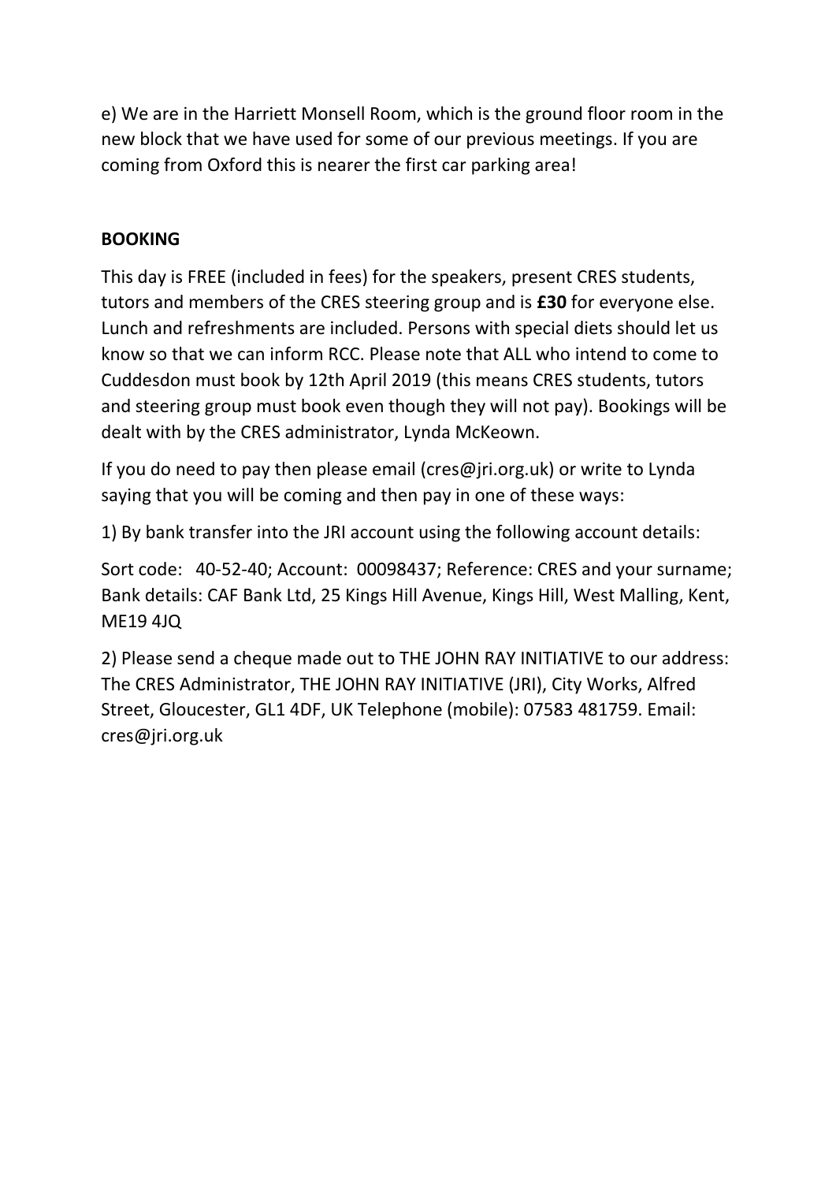e) We are in the Harriett Monsell Room, which is the ground floor room in the new block that we have used for some of our previous meetings. If you are coming from Oxford this is nearer the first car parking area!

## BOOKING

This day is FREE (included in fees) for the speakers, present CRES students, tutors and members of the CRES steering group and is **£30** for everyone else. Lunch and refreshments are included. Persons with special diets should let us know so that we can inform RCC. Please note that ALL who intend to come to Cuddesdon must book by 12th April 2019 (this means CRES students, tutors and steering group must book even though they will not pay). Bookings will be dealt with by the CRES administrator, Lynda McKeown.

If you do need to pay then please email (cres@jri.org.uk) or write to Lynda saying that you will be coming and then pay in one of these ways:

1) By bank transfer into the JRI account using the following account details:

Sort code: 40-52-40; Account: 00098437; Reference: CRES and your surname; Bank details: CAF Bank Ltd, 25 Kings Hill Avenue, Kings Hill, West Malling, Kent, ME19 4JQ

2) Please send a cheque made out to THE JOHN RAY INITIATIVE to our address: The CRES Administrator, THE JOHN RAY INITIATIVE (JRI), City Works, Alfred Street, Gloucester, GL1 4DF, UK Telephone (mobile): 07583 481759. Email: cres@jri.org.uk